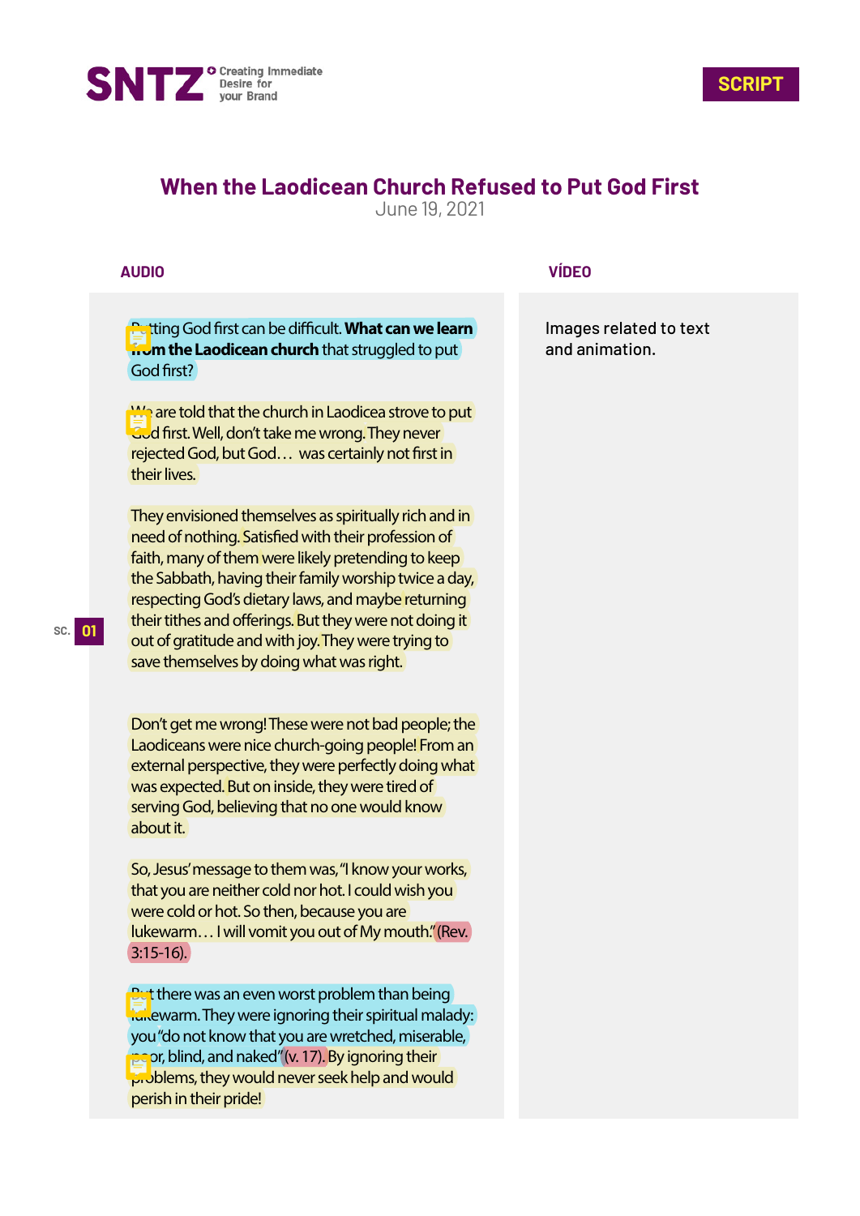SNTZ Creating Immediate Desire for your Brand

**SCRIPT**

# When the Laodicean Church Refused to Put God First

June 19, 2021

| AUDIO | VÍDEO |
| --- | --- |
| Putting God first can be difficult. **What can we learn from the Laodicean church** that struggled to put God first?<br><br>We are told that the church in Laodicea strove to put God first. Well, don't take me wrong. They never rejected God, but God… was certainly not first in their lives.<br><br>They envisioned themselves as spiritually rich and in need of nothing. Satisfied with their profession of faith, many of them were likely pretending to keep the Sabbath, having their family worship twice a day, respecting God's dietary laws, and maybe returning their tithes and offerings. But they were not doing it out of gratitude and with joy. They were trying to save themselves by doing what was right.<br><br>Don't get me wrong! These were not bad people; the Laodiceans were nice church-going people! From an external perspective, they were perfectly doing what was expected. But on inside, they were tired of serving God, believing that no one would know about it.<br><br>So, Jesus' message to them was, "I know your works, that you are neither cold nor hot. I could wish you were cold or hot. So then, because you are lukewarm… I will vomit you out of My mouth." (Rev. 3:15-16).<br><br>But there was an even worst problem than being lukewarm. They were ignoring their spiritual malady: you "do not know that you are wretched, miserable, poor, blind, and naked" (v. 17). By ignoring their problems, they would never seek help and would perish in their pride! | Images related to text and animation. |

SC. 01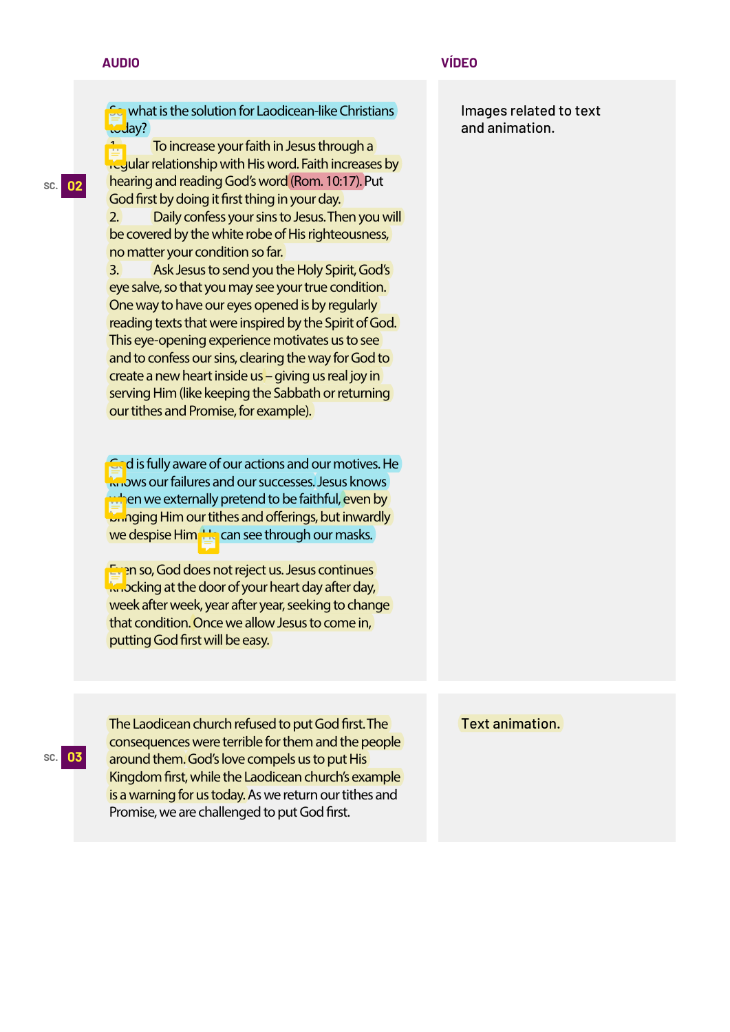| | AUDIO | VÍDEO |
|---|---|---|
| SC. 02 | So what is the solution for Laodicean-like Christians today?<br><br>1. To increase your faith in Jesus through a regular relationship with His word. Faith increases by hearing and reading God's word (Rom. 10:17). Put God first by doing it first thing in your day.<br><br>2. Daily confess your sins to Jesus. Then you will be covered by the white robe of His righteousness, no matter your condition so far.<br><br>3. Ask Jesus to send you the Holy Spirit, God's eye salve, so that you may see your true condition. One way to have our eyes opened is by regularly reading texts that were inspired by the Spirit of God. This eye-opening experience motivates us to see and to confess our sins, clearing the way for God to create a new heart inside us – giving us real joy in serving Him (like keeping the Sabbath or returning our tithes and Promise, for example).<br><br>God is fully aware of our actions and our motives. He knows our failures and our successes. Jesus knows when we externally pretend to be faithful, even by bringing Him our tithes and offerings, but inwardly we despise Him. He can see through our masks.<br><br>Even so, God does not reject us. Jesus continues knocking at the door of your heart day after day, week after week, year after year, seeking to change that condition. Once we allow Jesus to come in, putting God first will be easy. | Images related to text and animation. |
| SC. 03 | The Laodicean church refused to put God first. The consequences were terrible for them and the people around them. God's love compels us to put His Kingdom first, while the Laodicean church's example is a warning for us today. As we return our tithes and Promise, we are challenged to put God first. | Text animation. |